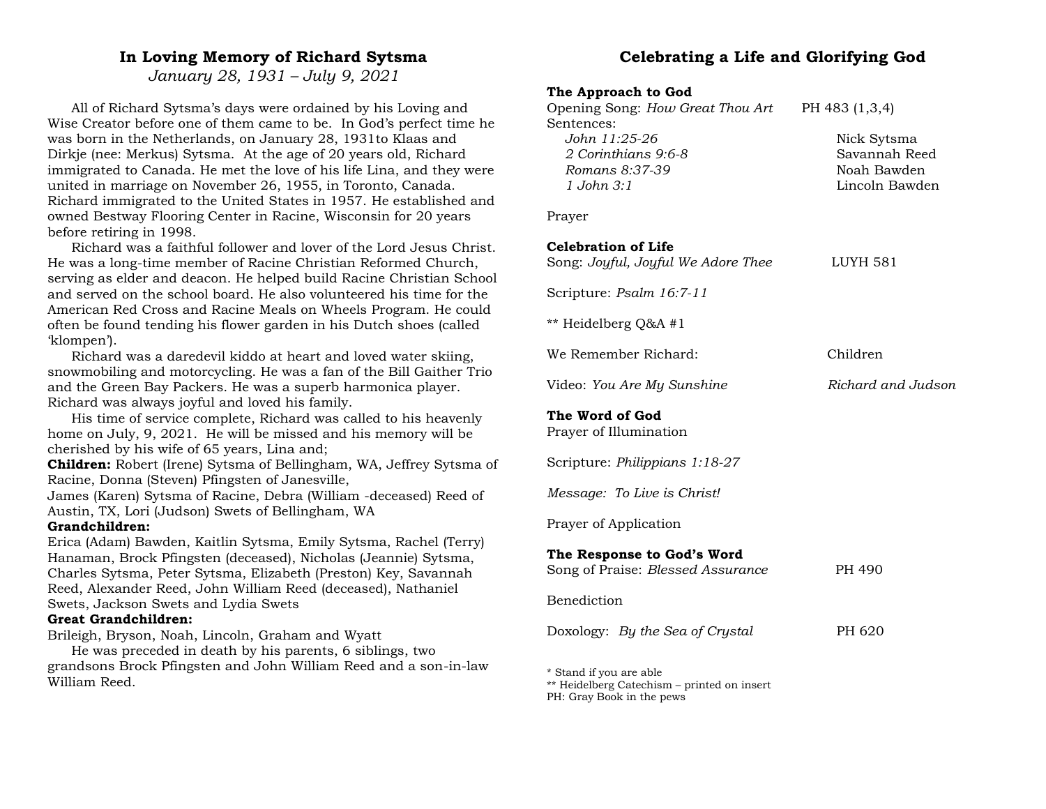## In Loving Memory of Richard Sytsma

*January 28, 1931 – July 9, 2021*

All of Richard Sytsma's days were ordained by his Loving and Wise Creator before one of them came to be. In God's perfect time he was born in the Netherlands, on January 28, 1931to Klaas and Dirkje (nee: Merkus) Sytsma. At the age of 20 years old, Richard immigrated to Canada. He met the love of his life Lina, and they were united in marriage on November 26, 1955, in Toronto, Canada. Richard immigrated to the United States in 1957. He established and owned Bestway Flooring Center in Racine, Wisconsin for 20 years before retiring in 1998.

Richard was a faithful follower and lover of the Lord Jesus Christ. He was a long-time member of Racine Christian Reformed Church, serving as elder and deacon. He helped build Racine Christian School and served on the school board. He also volunteered his time for the American Red Cross and Racine Meals on Wheels Program. He could often be found tending his flower garden in his Dutch shoes (called 'klompen').

Richard was a daredevil kiddo at heart and loved water skiing, snowmobiling and motorcycling. He was a fan of the Bill Gaither Trio and the Green Bay Packers. He was a superb harmonica player. Richard was always joyful and loved his family.

His time of service complete, Richard was called to his heavenly home on July, 9, 2021. He will be missed and his memory will be cherished by his wife of 65 years, Lina and;

**Children:** Robert (Irene) Sytsma of Bellingham, WA, Jeffrey Sytsma of Racine, Donna (Steven) Pfingsten of Janesville, James (Karen) Sytsma of Racine, Debra (William -deceased) Reed of Austin, TX, Lori (Judson) Swets of Bellingham, WA

**Grandchildren:**
Erica (Adam) Bawden, Kaitlin Sytsma, Emily Sytsma, Rachel (Terry) Hanaman, Brock Pfingsten (deceased), Nicholas (Jeannie) Sytsma, Charles Sytsma, Peter Sytsma, Elizabeth (Preston) Key, Savannah Reed, Alexander Reed, John William Reed (deceased), Nathaniel Swets, Jackson Swets and Lydia Swets

**Great Grandchildren:**
Brileigh, Bryson, Noah, Lincoln, Graham and Wyatt

He was preceded in death by his parents, 6 siblings, two grandsons Brock Pfingsten and John William Reed and a son-in-law William Reed.

## Celebrating a Life and Glorifying God

**The Approach to God**

Opening Song: *How Great Thou Art* — PH 483 (1,3,4)

Sentences:
- *John 11:25-26* — Nick Sytsma
- *2 Corinthians 9:6-8* — Savannah Reed
- *Romans 8:37-39* — Noah Bawden
- *1 John 3:1* — Lincoln Bawden

Prayer

**Celebration of Life**

Song: *Joyful, Joyful We Adore Thee* — LUYH 581

Scripture: *Psalm 16:7-11*

** Heidelberg Q&A #1

We Remember Richard: — Children

Video: *You Are My Sunshine* — *Richard and Judson*

**The Word of God**

Prayer of Illumination

Scripture: *Philippians 1:18-27*

*Message: To Live is Christ!*

Prayer of Application

**The Response to God's Word**

Song of Praise: *Blessed Assurance* — PH 490

Benediction

Doxology: *By the Sea of Crystal* — PH 620

* Stand if you are able
** Heidelberg Catechism – printed on insert
PH: Gray Book in the pews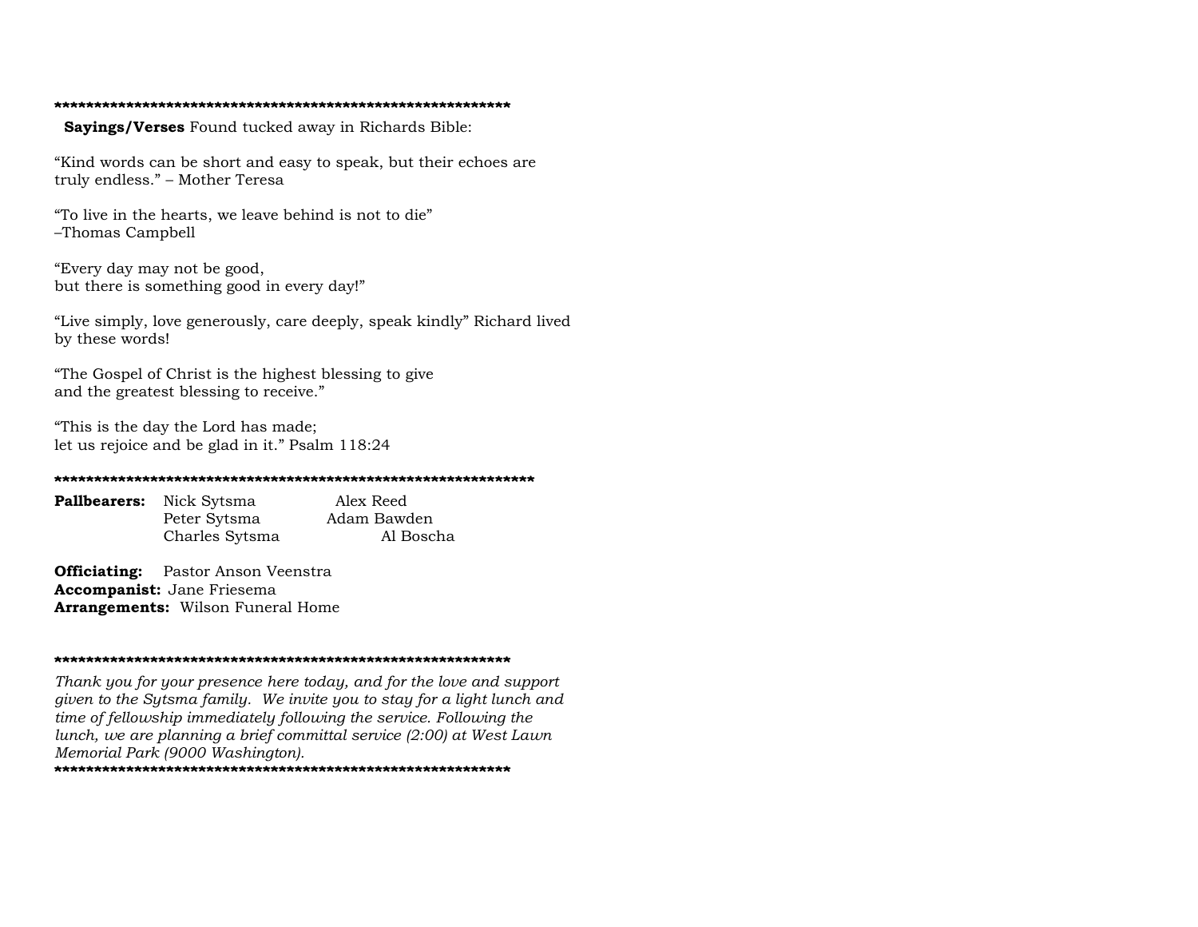************************************************************

**Sayings/Verses** Found tucked away in Richards Bible:

"Kind words can be short and easy to speak, but their echoes are truly endless." – Mother Teresa

"To live in the hearts, we leave behind is not to die"
–Thomas Campbell

"Every day may not be good,
but there is something good in every day!"

"Live simply, love generously, care deeply, speak kindly" Richard lived by these words!

"The Gospel of Christ is the highest blessing to give
and the greatest blessing to receive."

"This is the day the Lord has made;
let us rejoice and be glad in it." Psalm 118:24

***************************************************************

**Pallbearers:** Nick Sytsma, Alex Reed, Peter Sytsma, Adam Bawden, Charles Sytsma, Al Boscha

**Officiating:** Pastor Anson Veenstra
**Accompanist:** Jane Friesema
**Arrangements:** Wilson Funeral Home

************************************************************

*Thank you for your presence here today, and for the love and support given to the Sytsma family. We invite you to stay for a light lunch and time of fellowship immediately following the service. Following the lunch, we are planning a brief committal service (2:00) at West Lawn Memorial Park (9000 Washington).*

************************************************************